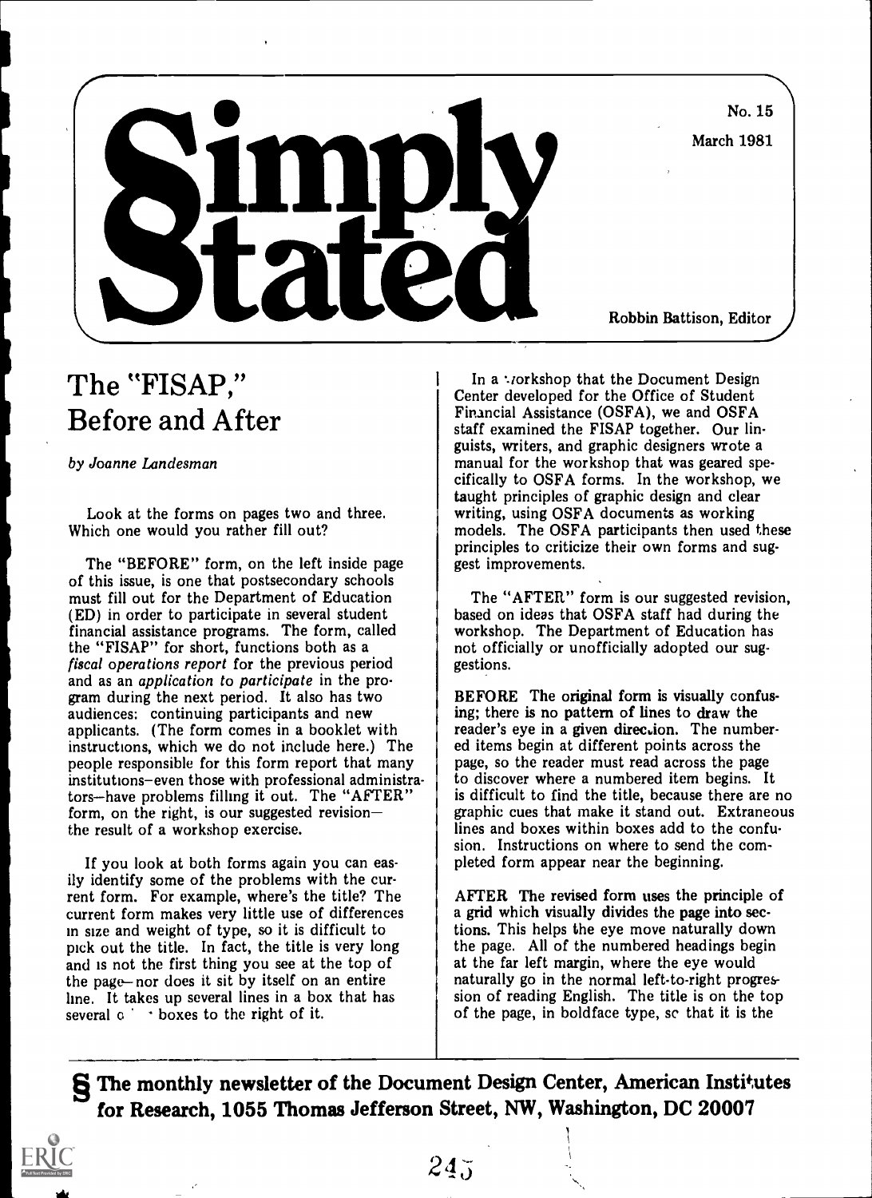# Simply Stated

No. 15

March 1981

Robbin Battison, Editor

## The "FISAP," Before and After

*by Joanne Landesman*

Look at the forms on pages two and three. Which one would you rather fill out?

The "BEFORE" form, on the left inside page of this issue, is one that postsecondary schools must fill out for the Department of Education (ED) in order to participate in several student financial assistance programs. The form, called the "FISAP" for short, functions both as a *fiscal operations report* for the previous period and as an *application to participate* in the program during the next period. It also has two audiences: continuing participants and new applicants. (The form comes in a booklet with instructions, which we do not include here.) The people responsible for this form report that many institutions—even those with professional administrators—have problems filling it out. The "AFTER" form, on the right, is our suggested revision—the result of a workshop exercise.

If you look at both forms again you can easily identify some of the problems with the current form. For example, where's the title? The current form makes very little use of differences in size and weight of type, so it is difficult to pick out the title. In fact, the title is very long and is not the first thing you see at the top of the page—nor does it sit by itself on an entire line. It takes up several lines in a box that has several other boxes to the right of it.

In a workshop that the Document Design Center developed for the Office of Student Financial Assistance (OSFA), we and OSFA staff examined the FISAP together. Our linguists, writers, and graphic designers wrote a manual for the workshop that was geared specifically to OSFA forms. In the workshop, we taught principles of graphic design and clear writing, using OSFA documents as working models. The OSFA participants then used these principles to criticize their own forms and suggest improvements.

The "AFTER" form is our suggested revision, based on ideas that OSFA staff had during the workshop. The Department of Education has not officially or unofficially adopted our suggestions.

**BEFORE** The original form is visually confusing; there is no pattern of lines to draw the reader's eye in a given direction. The numbered items begin at different points across the page, so the reader must read across the page to discover where a numbered item begins. It is difficult to find the title, because there are no graphic cues that make it stand out. Extraneous lines and boxes within boxes add to the confusion. Instructions on where to send the completed form appear near the beginning.

**AFTER** The revised form uses the principle of a grid which visually divides the page into sections. This helps the eye move naturally down the page. All of the numbered headings begin at the far left margin, where the eye would naturally go in the normal left-to-right progression of reading English. The title is on the top of the page, in boldface type, so that it is the

**§ The monthly newsletter of the Document Design Center, American Institutes for Research, 1055 Thomas Jefferson Street, NW, Washington, DC 20007**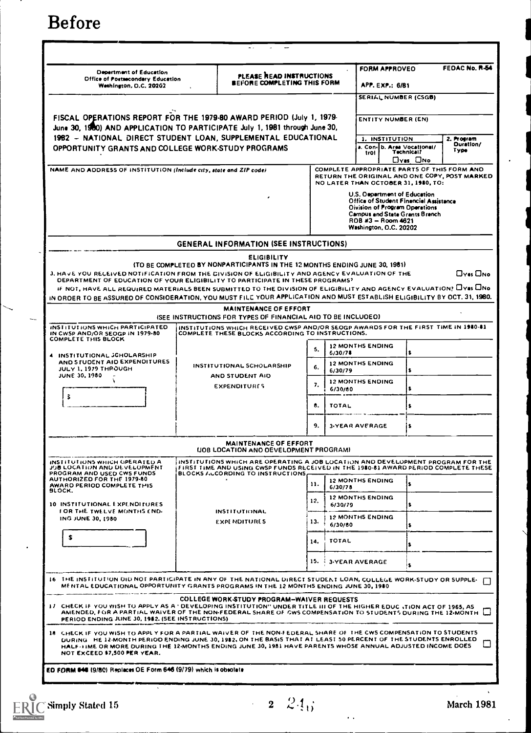# Before

| Department of Education<br>Office of Postsecondary Education<br>Washington, D.C. 20202 | PLEASE READ INSTRUCTIONS BEFORE COMPLETING THIS FORM | FORM APPROVED<br>APP. EXP.: 6/81 | FEDAC No. R-54 |
|---|---|---|---|

FISCAL OPERATIONS REPORT FOR THE 1979-80 AWARD PERIOD (July 1, 1979-June 30, 1980) AND APPLICATION TO PARTICIPATE July 1, 1981 through June 30, 1982 – NATIONAL DIRECT STUDENT LOAN, SUPPLEMENTAL EDUCATIONAL OPPORTUNITY GRANTS AND COLLEGE WORK-STUDY PROGRAMS

SERIAL NUMBER (CSGB)

ENTITY NUMBER (EN)

| 1. INSTITUTION | | 2. Program Duration/ Type |
|---|---|---|
| a. Control | b. Area Vocational/ Technical? ☐Yes ☐No | |

NAME AND ADDRESS OF INSTITUTION *(Include city, state and ZIP code)*

COMPLETE APPROPRIATE PARTS OF THIS FORM AND RETURN THE ORIGINAL AND ONE COPY, POST MARKED NO LATER THAN OCTOBER 31, 1980, TO:

U.S. Department of Education
Office of Student Financial Assistance
Division of Program Operations
Campus and State Grants Branch
ROB #3 – Room 4621
Washington, D.C. 20202

## GENERAL INFORMATION (SEE INSTRUCTIONS)

### ELIGIBILITY

(TO BE COMPLETED BY NONPARTICIPANTS IN THE 12 MONTHS ENDING JUNE 30, 1981)

3. HAVE YOU RECEIVED NOTIFICATION FROM THE DIVISION OF ELIGIBILITY AND AGENCY EVALUATION OF THE DEPARTMENT OF EDUCATION OF YOUR ELIGIBILITY TO PARTICIPATE IN THESE PROGRAMS? ☐Yes ☐No

IF NOT, HAVE ALL REQUIRED MATERIALS BEEN SUBMITTED TO THE DIVISION OF ELIGIBILITY AND AGENCY EVALUATION? ☐Yes ☐No

IN ORDER TO BE ASSURED OF CONSIDERATION, YOU MUST FILE YOUR APPLICATION AND MUST ESTABLISH ELIGIBILITY BY OCT. 31, 1980.

### MAINTENANCE OF EFFORT

(SEE INSTRUCTIONS FOR TYPES OF FINANCIAL AID TO BE INCLUDED)

| INSTITUTIONS WHICH PARTICIPATED IN CWSP AND/OR SEOGP IN 1979-80 COMPLETE THIS BLOCK | INSTITUTIONS WHICH RECEIVED CWSP AND/OR SEOGP AWARDS FOR THE FIRST TIME IN 1980-81 COMPLETE THESE BLOCKS ACCORDING TO INSTRUCTIONS. | | | |
|---|---|---|---|---|
| 4. INSTITUTIONAL SCHOLARSHIP AND STUDENT AID EXPENDITURES JULY 1, 1979 THROUGH JUNE 30, 1980 | INSTITUTIONAL SCHOLARSHIP AND STUDENT AID EXPENDITURES | 5. | 12 MONTHS ENDING 6/30/78 | $ |
| $ | | 6. | 12 MONTHS ENDING 6/30/79 | $ |
| | | 7. | 12 MONTHS ENDING 6/30/80 | $ |
| | | 8. | TOTAL | $ |
| | | 9. | 3-YEAR AVERAGE | $ |

### MAINTENANCE OF EFFORT
(JOB LOCATION AND DEVELOPMENT PROGRAM)

| INSTITUTIONS WHICH OPERATED A JOB LOCATION AND DEVELOPMENT PROGRAM AND USED CWS FUNDS AUTHORIZED FOR THE 1979-80 AWARD PERIOD COMPLETE THIS BLOCK. | INSTITUTIONS WHICH ARE OPERATING A JOB LOCATION AND DEVELOPMENT PROGRAM FOR THE FIRST TIME AND USING CWSP FUNDS RECEIVED IN THE 1980-81 AWARD PERIOD COMPLETE THESE BLOCKS ACCORDING TO INSTRUCTIONS. | | | |
|---|---|---|---|---|
| 10. INSTITUTIONAL EXPENDITURES FOR THE TWELVE MONTHS ENDING JUNE 30, 1980 | INSTITUTIONAL EXPENDITURES | 11. | 12 MONTHS ENDING 6/30/78 | $ |
| $ | | 12. | 12 MONTHS ENDING 6/30/79 | $ |
| | | 13. | 12 MONTHS ENDING 6/30/80 | $ |
| | | 14. | TOTAL | $ |
| | | 15. | 3-YEAR AVERAGE | $ |

16. THE INSTITUTION DID NOT PARTICIPATE IN ANY OF THE NATIONAL DIRECT STUDENT LOAN, COLLEGE WORK-STUDY OR SUPPLEMENTAL EDUCATIONAL OPPORTUNITY GRANTS PROGRAMS IN THE 12 MONTHS ENDING JUNE 30, 1980 ☐

### COLLEGE WORK-STUDY PROGRAM—WAIVER REQUESTS

17. CHECK IF YOU WISH TO APPLY AS A "DEVELOPING INSTITUTION" UNDER TITLE III OF THE HIGHER EDUCATION ACT OF 1965, AS AMENDED, FOR A PARTIAL WAIVER OF THE NON-FEDERAL SHARE OF CWS COMPENSATION TO STUDENTS DURING THE 12-MONTH PERIOD ENDING JUNE 30, 1982. (SEE INSTRUCTIONS) ☐

18. CHECK IF YOU WISH TO APPLY FOR A PARTIAL WAIVER OF THE NON-FEDERAL SHARE OF THE CWS COMPENSATION TO STUDENTS DURING THE 12-MONTH PERIOD ENDING JUNE 30, 1982, ON THE BASIS THAT AT LEAST 50 PERCENT OF THE STUDENTS ENROLLED HALF-TIME OR MORE DURING THE 12-MONTHS ENDING JUNE 30, 1981 HAVE PARENTS WHOSE ANNUAL ADJUSTED INCOME DOES NOT EXCEED $7,500 PER YEAR. ☐

ED FORM 646 (9/80) Replaces OE Form 646 (9/79) which is obsolete

Simply Stated 15 — March 1981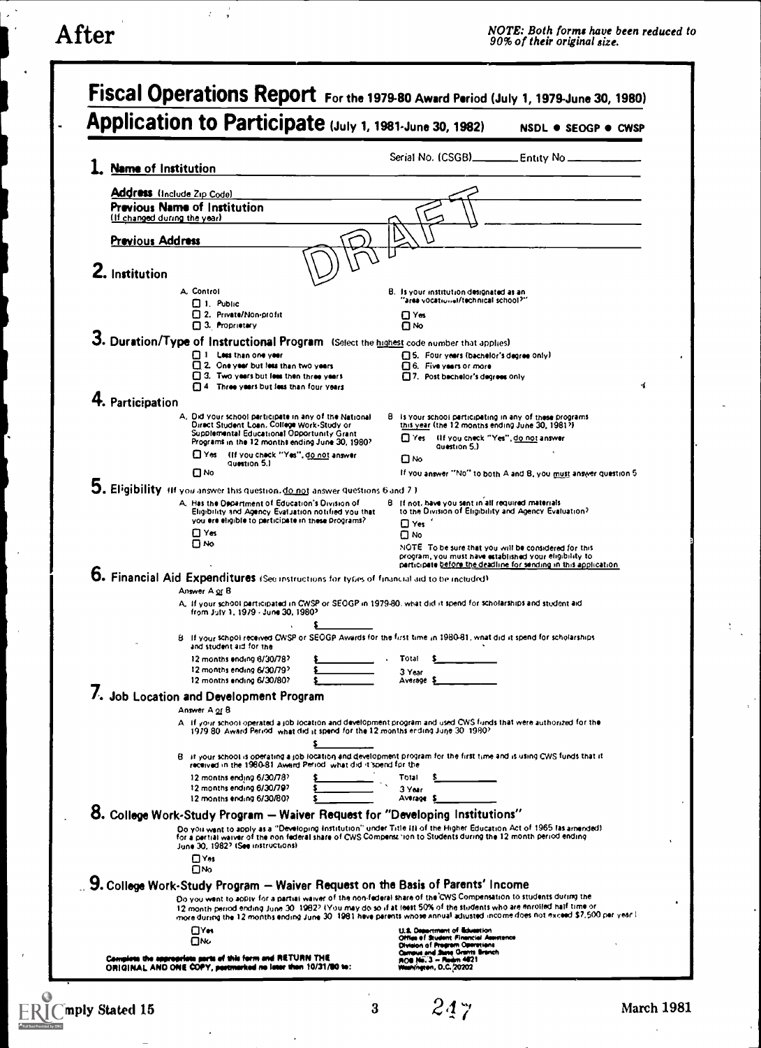After

*NOTE: Both forms have been reduced to 90% of their original size.*

# Fiscal Operations Report For the 1979-80 Award Period (July 1, 1979-June 30, 1980)

# Application to Participate (July 1, 1981-June 30, 1982) NSDL • SEOGP • CWSP

Serial No. (CSGB)________ Entity No ____________

DRAFT

## 1. Name of Institution

**Address** (Include Zip Code)

**Previous Name of Institution**
(If changed during the year)

**Previous Address**

## 2. Institution

A. Control
- ☐ 1. Public
- ☐ 2. Private/Non-profit
- ☐ 3. Proprietary

B. Is your institution designated as an "area vocational/technical school?"
- ☐ Yes
- ☐ No

## 3. Duration/Type of Instructional Program (Select the highest code number that applies)

- ☐ 1 Less than one year
- ☐ 2. One year but less than two years
- ☐ 3. Two years but less than three years
- ☐ 4 Three years but less than four years
- ☐ 5. Four years (bachelor's degree only)
- ☐ 6. Five years or more
- ☐ 7. Post bachelor's degrees only

## 4. Participation

A. Did your school participate in any of the National Direct Student Loan, College Work-Study or Supplemental Educational Opportunity Grant Programs in the 12 months ending June 30, 1980?
- ☐ Yes (If you check "Yes", do not answer question 5.)
- ☐ No

B Is your school participating in any of these programs this year (the 12 months ending June 30, 1981?)
- ☐ Yes (If you check "Yes", do not answer question 5.)
- ☐ No

If you answer "No" to both A and B, you must answer question 5

## 5. Eligibility (If you answer this question, do not answer questions 6 and 7)

A. Has the Department of Education's Division of Eligibility and Agency Evaluation notified you that you are eligible to participate in these programs?
- ☐ Yes
- ☐ No

B If not, have you sent in all required materials to the Division of Eligibility and Agency Evaluation?
- ☐ Yes
- ☐ No

NOTE To be sure that you will be considered for this program, you must have established your eligibility to participate before the deadline for sending in this application

## 6. Financial Aid Expenditures (See instructions for types of financial aid to be included)

Answer A or B

A. If your school participated in CWSP or SEOGP in 1979-80, what did it spend for scholarships and student aid from July 1, 1979 - June 30, 1980?

$ ____________

B If your school received CWSP or SEOGP Awards for the first time in 1980-81, what did it spend for scholarships and student aid for the

12 months ending 6/30/78? $ ____________
12 months ending 6/30/79? $ ____________
12 months ending 6/30/80? $ ____________

Total $ ____________
3 Year Average $ ____________

## 7. Job Location and Development Program

Answer A or B

A If your school operated a job location and development program and used CWS funds that were authorized for the 1979 80 Award Period what did it spend for the 12 months ending June 30 1980?

$ ____________

B If your school is operating a job location and development program for the first time and is using CWS funds that it received in the 1980-81 Award Period what did it spend for the

12 months ending 6/30/78? $ ____________
12 months ending 6/30/79? $ ____________
12 months ending 6/30/80? $ ____________

Total $ ____________
3 Year Average $ ____________

## 8. College Work-Study Program — Waiver Request for "Developing Institutions"

Do you want to apply as a "Developing Institution" under Title III of the Higher Education Act of 1965 (as amended) for a partial waiver of the non federal share of CWS Compensation to Students during the 12 month period ending June 30, 1982? (See instructions)
- ☐ Yes
- ☐ No

## 9. College Work-Study Program — Waiver Request on the Basis of Parents' Income

Do you want to apply for a partial waiver of the non-federal share of the CWS Compensation to students during the 12 month period ending June 30 1982? (You may do so if at least 50% of the students who are enrolled half time or more during the 12 months ending June 30 1981 have parents whose annual adjusted income does not exceed $7,500 per year.)
- ☐ Yes
- ☐ No

**Complete the appropriate parts of this form and RETURN THE ORIGINAL AND ONE COPY, postmarked no later than 10/31/80 to:**

U.S. Department of Education
Office of Student Financial Assistance
Division of Program Operations
Campus and State Grants Branch
ROB No. 3 — Room 4621
Washington, D.C. 20202

Simply Stated 15

March 1981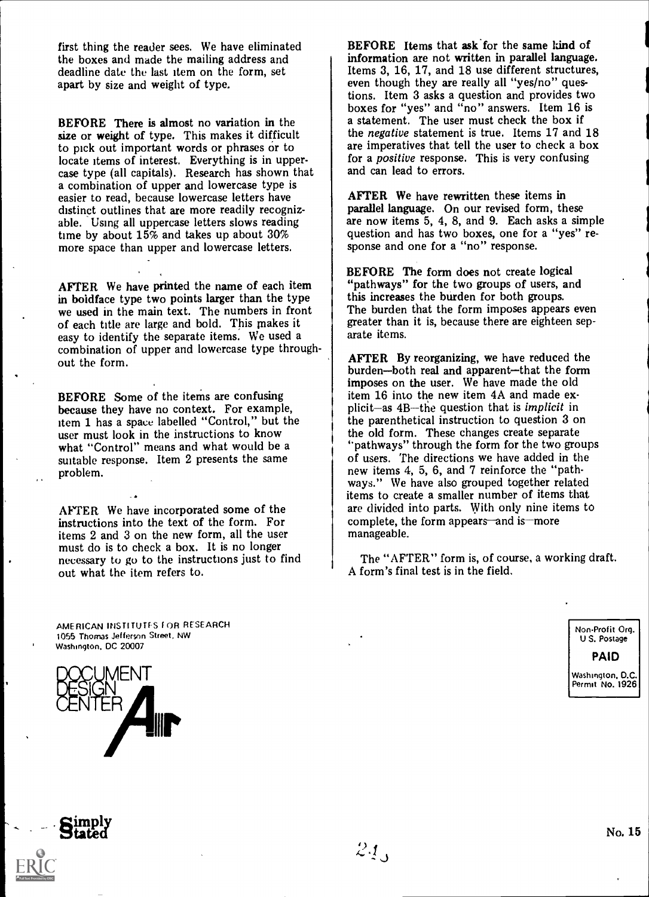first thing the reader sees. We have eliminated the boxes and made the mailing address and deadline date the last item on the form, set apart by size and weight of type.

**BEFORE** There is almost no variation in the size or weight of type. This makes it difficult to pick out important words or phrases or to locate items of interest. Everything is in uppercase type (all capitals). Research has shown that a combination of upper and lowercase type is easier to read, because lowercase letters have distinct outlines that are more readily recognizable. Using all uppercase letters slows reading time by about 15% and takes up about 30% more space than upper and lowercase letters.

**AFTER** We have printed the name of each item in boldface type two points larger than the type we used in the main text. The numbers in front of each title are large and bold. This makes it easy to identify the separate items. We used a combination of upper and lowercase type throughout the form.

**BEFORE** Some of the items are confusing because they have no context. For example, item 1 has a space labelled "Control," but the user must look in the instructions to know what "Control" means and what would be a suitable response. Item 2 presents the same problem.

**AFTER** We have incorporated some of the instructions into the text of the form. For items 2 and 3 on the new form, all the user must do is to check a box. It is no longer necessary to go to the instructions just to find out what the item refers to.

**BEFORE** Items that ask for the same kind of information are not written in parallel language. Items 3, 16, 17, and 18 use different structures, even though they are really all "yes/no" questions. Item 3 asks a question and provides two boxes for "yes" and "no" answers. Item 16 is a statement. The user must check the box if the *negative* statement is true. Items 17 and 18 are imperatives that tell the user to check a box for a *positive* response. This is very confusing and can lead to errors.

**AFTER** We have rewritten these items in parallel language. On our revised form, these are now items 5, 4, 8, and 9. Each asks a simple question and has two boxes, one for a "yes" response and one for a "no" response.

**BEFORE** The form does not create logical "pathways" for the two groups of users, and this increases the burden for both groups. The burden that the form imposes appears even greater than it is, because there are eighteen separate items.

**AFTER** By reorganizing, we have reduced the burden—both real and apparent—that the form imposes on the user. We have made the old item 16 into the new item 4A and made explicit—as 4B—the question that is *implicit* in the parenthetical instruction to question 3 on the old form. These changes create separate "pathways" through the form for the two groups of users. The directions we have added in the new items 4, 5, 6, and 7 reinforce the "pathways." We have also grouped together related items to create a smaller number of items that are divided into parts. With only nine items to complete, the form appears—and is—more manageable.

The "AFTER" form is, of course, a working draft. A form's final test is in the field.

AMERICAN INSTITUTES FOR RESEARCH
1055 Thomas Jefferson Street, NW
Washington, DC 20007

DOCUMENT DESIGN CENTER AIR

Non-Profit Org.
U.S. Postage
**PAID**
Washington, D.C.
Permit No. 1926

**Simply Stated**

No. 15